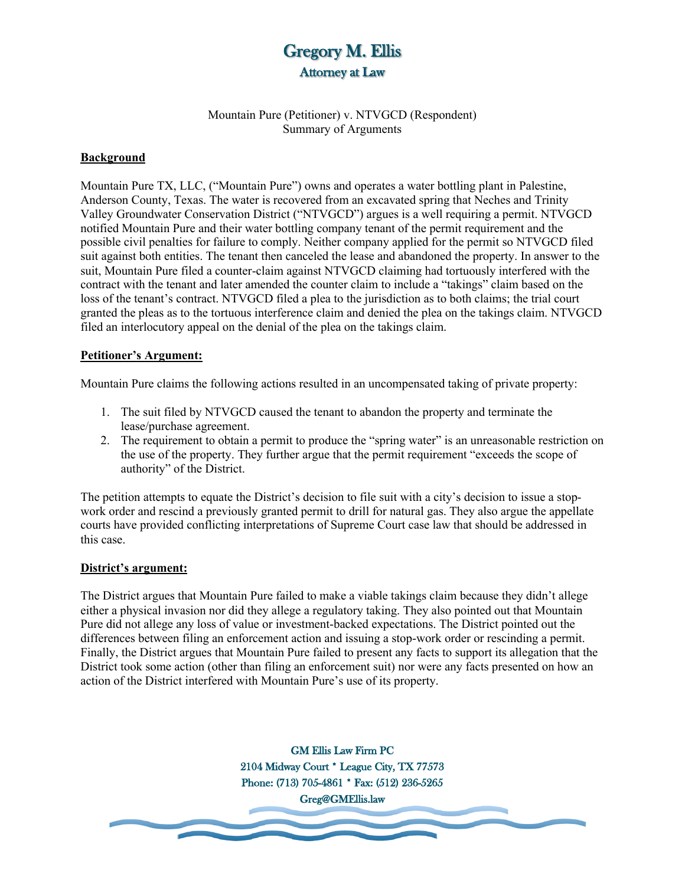# Gregory M. Ellis

## Attorney at Law

Mountain Pure (Petitioner) v. NTVGCD (Respondent)
Summary of Arguments

**Background**

Mountain Pure TX, LLC, ("Mountain Pure") owns and operates a water bottling plant in Palestine, Anderson County, Texas. The water is recovered from an excavated spring that Neches and Trinity Valley Groundwater Conservation District ("NTVGCD") argues is a well requiring a permit. NTVGCD notified Mountain Pure and their water bottling company tenant of the permit requirement and the possible civil penalties for failure to comply. Neither company applied for the permit so NTVGCD filed suit against both entities. The tenant then canceled the lease and abandoned the property. In answer to the suit, Mountain Pure filed a counter-claim against NTVGCD claiming had tortuously interfered with the contract with the tenant and later amended the counter claim to include a "takings" claim based on the loss of the tenant's contract. NTVGCD filed a plea to the jurisdiction as to both claims; the trial court granted the pleas as to the tortuous interference claim and denied the plea on the takings claim. NTVGCD filed an interlocutory appeal on the denial of the plea on the takings claim.

**Petitioner's Argument:**

Mountain Pure claims the following actions resulted in an uncompensated taking of private property:

1. The suit filed by NTVGCD caused the tenant to abandon the property and terminate the lease/purchase agreement.
2. The requirement to obtain a permit to produce the "spring water" is an unreasonable restriction on the use of the property. They further argue that the permit requirement "exceeds the scope of authority" of the District.

The petition attempts to equate the District's decision to file suit with a city's decision to issue a stop-work order and rescind a previously granted permit to drill for natural gas. They also argue the appellate courts have provided conflicting interpretations of Supreme Court case law that should be addressed in this case.

**District's argument:**

The District argues that Mountain Pure failed to make a viable takings claim because they didn't allege either a physical invasion nor did they allege a regulatory taking. They also pointed out that Mountain Pure did not allege any loss of value or investment-backed expectations. The District pointed out the differences between filing an enforcement action and issuing a stop-work order or rescinding a permit. Finally, the District argues that Mountain Pure failed to present any facts to support its allegation that the District took some action (other than filing an enforcement suit) nor were any facts presented on how an action of the District interfered with Mountain Pure's use of its property.

GM Ellis Law Firm PC
2104 Midway Court * League City, TX 77573
Phone: (713) 705-4861 * Fax: (512) 236-5265
Greg@GMEllis.law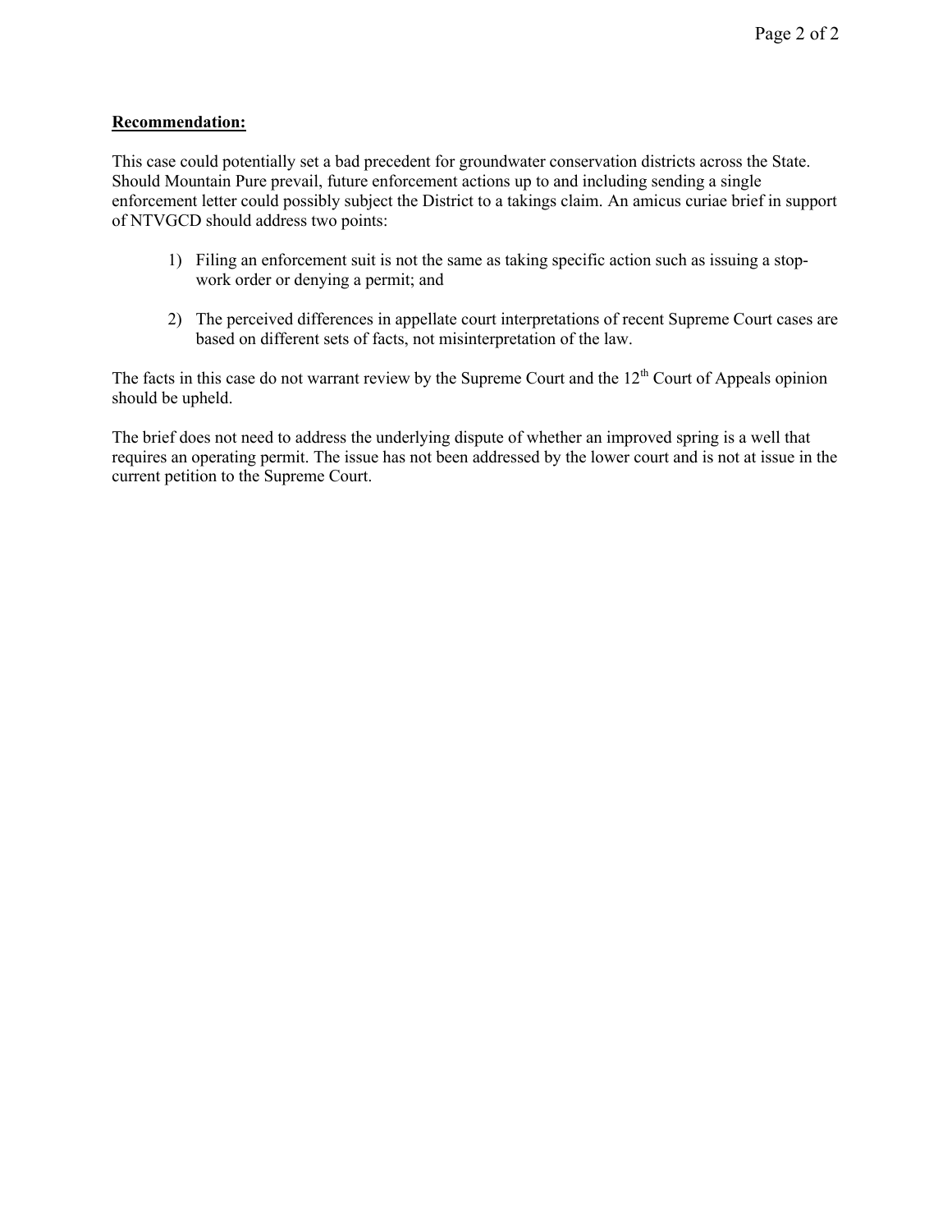**Recommendation:**

This case could potentially set a bad precedent for groundwater conservation districts across the State. Should Mountain Pure prevail, future enforcement actions up to and including sending a single enforcement letter could possibly subject the District to a takings claim. An amicus curiae brief in support of NTVGCD should address two points:

1) Filing an enforcement suit is not the same as taking specific action such as issuing a stop-work order or denying a permit; and

2) The perceived differences in appellate court interpretations of recent Supreme Court cases are based on different sets of facts, not misinterpretation of the law.

The facts in this case do not warrant review by the Supreme Court and the 12th Court of Appeals opinion should be upheld.

The brief does not need to address the underlying dispute of whether an improved spring is a well that requires an operating permit. The issue has not been addressed by the lower court and is not at issue in the current petition to the Supreme Court.